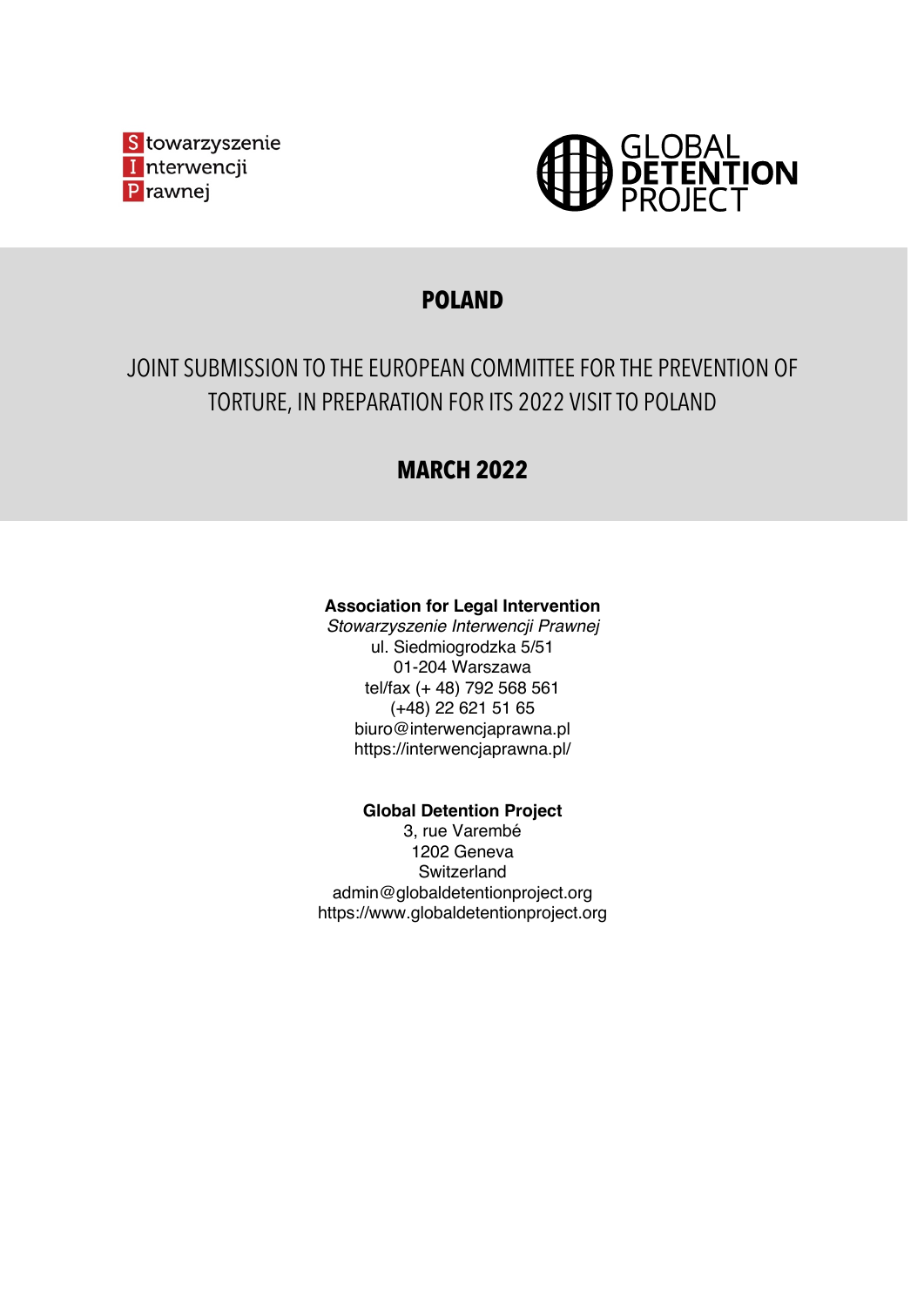Stowarzyszenie Interwencji Prawnej

GLOBAL DETENTION PROJECT

# POLAND

## JOINT SUBMISSION TO THE EUROPEAN COMMITTEE FOR THE PREVENTION OF TORTURE, IN PREPARATION FOR ITS 2022 VISIT TO POLAND

## MARCH 2022

**Association for Legal Intervention**
*Stowarzyszenie Interwencji Prawnej*
ul. Siedmiogrodzka 5/51
01-204 Warszawa
tel/fax (+ 48) 792 568 561
(+48) 22 621 51 65
biuro@interwencjaprawna.pl
https://interwencjaprawna.pl/

**Global Detention Project**
3, rue Varembé
1202 Geneva
Switzerland
admin@globaldetentionproject.org
https://www.globaldetentionproject.org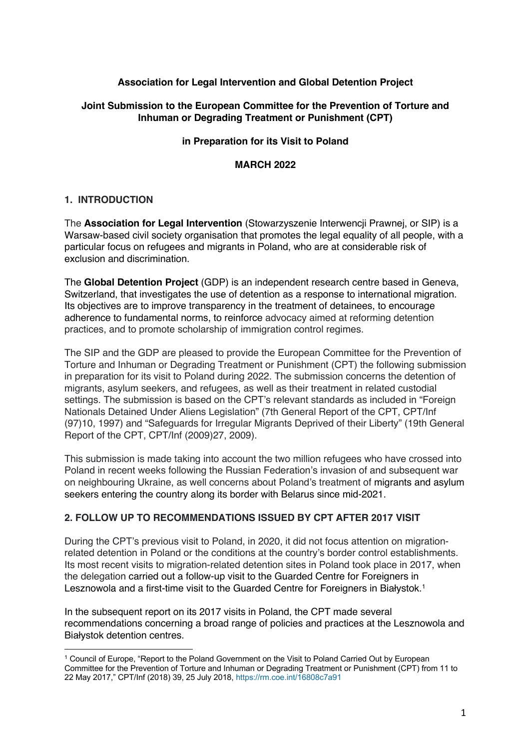**Association for Legal Intervention and Global Detention Project**

**Joint Submission to the European Committee for the Prevention of Torture and Inhuman or Degrading Treatment or Punishment (CPT)**

**in Preparation for its Visit to Poland**

**MARCH 2022**

## 1. INTRODUCTION

The **Association for Legal Intervention** (Stowarzyszenie Interwencji Prawnej, or SIP) is a Warsaw-based civil society organisation that promotes the legal equality of all people, with a particular focus on refugees and migrants in Poland, who are at considerable risk of exclusion and discrimination.

The **Global Detention Project** (GDP) is an independent research centre based in Geneva, Switzerland, that investigates the use of detention as a response to international migration. Its objectives are to improve transparency in the treatment of detainees, to encourage adherence to fundamental norms, to reinforce advocacy aimed at reforming detention practices, and to promote scholarship of immigration control regimes.

The SIP and the GDP are pleased to provide the European Committee for the Prevention of Torture and Inhuman or Degrading Treatment or Punishment (CPT) the following submission in preparation for its visit to Poland during 2022. The submission concerns the detention of migrants, asylum seekers, and refugees, as well as their treatment in related custodial settings. The submission is based on the CPT's relevant standards as included in "Foreign Nationals Detained Under Aliens Legislation" (7th General Report of the CPT, CPT/Inf (97)10, 1997) and "Safeguards for Irregular Migrants Deprived of their Liberty" (19th General Report of the CPT, CPT/Inf (2009)27, 2009).

This submission is made taking into account the two million refugees who have crossed into Poland in recent weeks following the Russian Federation's invasion of and subsequent war on neighbouring Ukraine, as well concerns about Poland's treatment of migrants and asylum seekers entering the country along its border with Belarus since mid-2021.

## 2. FOLLOW UP TO RECOMMENDATIONS ISSUED BY CPT AFTER 2017 VISIT

During the CPT's previous visit to Poland, in 2020, it did not focus attention on migration-related detention in Poland or the conditions at the country's border control establishments. Its most recent visits to migration-related detention sites in Poland took place in 2017, when the delegation carried out a follow-up visit to the Guarded Centre for Foreigners in Lesznowola and a first-time visit to the Guarded Centre for Foreigners in Białystok.[1]

In the subsequent report on its 2017 visits in Poland, the CPT made several recommendations concerning a broad range of policies and practices at the Lesznowola and Białystok detention centres.

[1] Council of Europe, "Report to the Poland Government on the Visit to Poland Carried Out by European Committee for the Prevention of Torture and Inhuman or Degrading Treatment or Punishment (CPT) from 11 to 22 May 2017," CPT/Inf (2018) 39, 25 July 2018, https://rm.coe.int/16808c7a91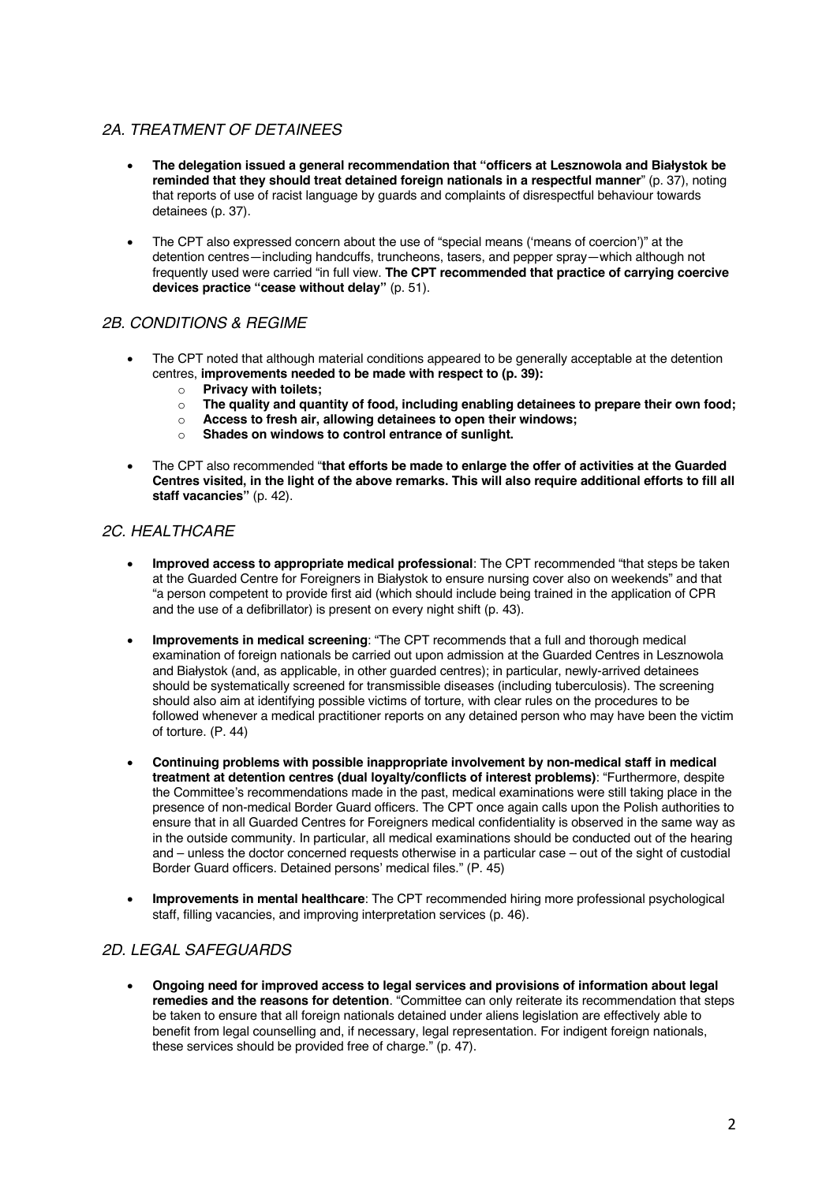## *2A. TREATMENT OF DETAINEES*

- **The delegation issued a general recommendation that "officers at Lesznowola and Białystok be reminded that they should treat detained foreign nationals in a respectful manner**" (p. 37), noting that reports of use of racist language by guards and complaints of disrespectful behaviour towards detainees (p. 37).
- The CPT also expressed concern about the use of "special means ('means of coercion')" at the detention centres—including handcuffs, truncheons, tasers, and pepper spray—which although not frequently used were carried "in full view. **The CPT recommended that practice of carrying coercive devices practice "cease without delay"** (p. 51).

## *2B. CONDITIONS & REGIME*

- The CPT noted that although material conditions appeared to be generally acceptable at the detention centres, **improvements needed to be made with respect to (p. 39):**
  - **Privacy with toilets;**
  - **The quality and quantity of food, including enabling detainees to prepare their own food;**
  - **Access to fresh air, allowing detainees to open their windows;**
  - **Shades on windows to control entrance of sunlight.**
- The CPT also recommended "**that efforts be made to enlarge the offer of activities at the Guarded Centres visited, in the light of the above remarks. This will also require additional efforts to fill all staff vacancies"** (p. 42).

## *2C. HEALTHCARE*

- **Improved access to appropriate medical professional**: The CPT recommended "that steps be taken at the Guarded Centre for Foreigners in Białystok to ensure nursing cover also on weekends" and that "a person competent to provide first aid (which should include being trained in the application of CPR and the use of a defibrillator) is present on every night shift (p. 43).
- **Improvements in medical screening**: "The CPT recommends that a full and thorough medical examination of foreign nationals be carried out upon admission at the Guarded Centres in Lesznowola and Białystok (and, as applicable, in other guarded centres); in particular, newly-arrived detainees should be systematically screened for transmissible diseases (including tuberculosis). The screening should also aim at identifying possible victims of torture, with clear rules on the procedures to be followed whenever a medical practitioner reports on any detained person who may have been the victim of torture. (P. 44)
- **Continuing problems with possible inappropriate involvement by non-medical staff in medical treatment at detention centres (dual loyalty/conflicts of interest problems)**: "Furthermore, despite the Committee's recommendations made in the past, medical examinations were still taking place in the presence of non-medical Border Guard officers. The CPT once again calls upon the Polish authorities to ensure that in all Guarded Centres for Foreigners medical confidentiality is observed in the same way as in the outside community. In particular, all medical examinations should be conducted out of the hearing and – unless the doctor concerned requests otherwise in a particular case – out of the sight of custodial Border Guard officers. Detained persons' medical files." (P. 45)
- **Improvements in mental healthcare**: The CPT recommended hiring more professional psychological staff, filling vacancies, and improving interpretation services (p. 46).

## *2D. LEGAL SAFEGUARDS*

- **Ongoing need for improved access to legal services and provisions of information about legal remedies and the reasons for detention**. "Committee can only reiterate its recommendation that steps be taken to ensure that all foreign nationals detained under aliens legislation are effectively able to benefit from legal counselling and, if necessary, legal representation. For indigent foreign nationals, these services should be provided free of charge." (p. 47).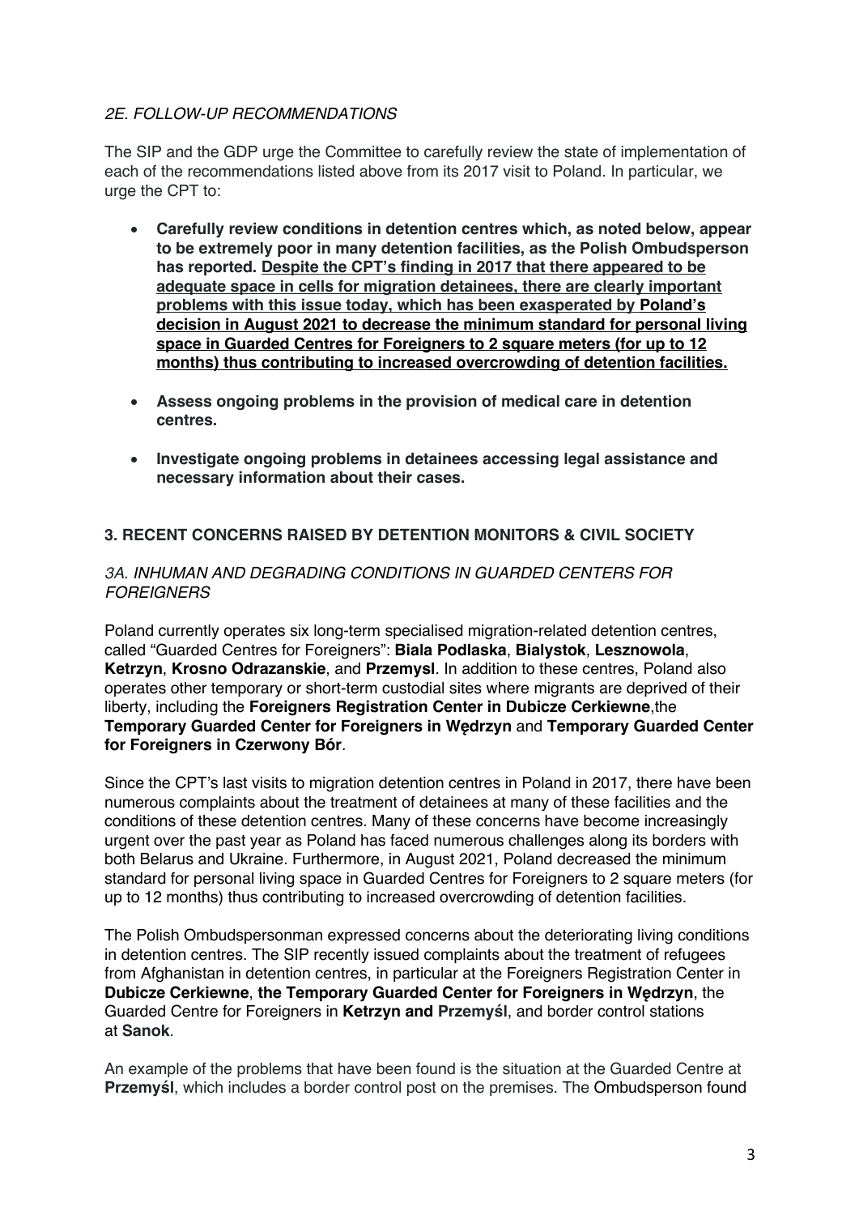*2E. FOLLOW-UP RECOMMENDATIONS*

The SIP and the GDP urge the Committee to carefully review the state of implementation of each of the recommendations listed above from its 2017 visit to Poland. In particular, we urge the CPT to:

- **Carefully review conditions in detention centres which, as noted below, appear to be extremely poor in many detention facilities, as the Polish Ombudsperson has reported. <u>Despite the CPT's finding in 2017 that there appeared to be adequate space in cells for migration detainees, there are clearly important problems with this issue today, which has been exasperated by Poland's decision in August 2021 to decrease the minimum standard for personal living space in Guarded Centres for Foreigners to 2 square meters (for up to 12 months) thus contributing to increased overcrowding of detention facilities.</u>**

- **Assess ongoing problems in the provision of medical care in detention centres.**

- **Investigate ongoing problems in detainees accessing legal assistance and necessary information about their cases.**

## 3. RECENT CONCERNS RAISED BY DETENTION MONITORS & CIVIL SOCIETY

*3A. INHUMAN AND DEGRADING CONDITIONS IN GUARDED CENTERS FOR FOREIGNERS*

Poland currently operates six long-term specialised migration-related detention centres, called "Guarded Centres for Foreigners": **Biala Podlaska**, **Bialystok**, **Lesznowola**, **Ketrzyn**, **Krosno Odrazanskie**, and **Przemysl**. In addition to these centres, Poland also operates other temporary or short-term custodial sites where migrants are deprived of their liberty, including the **Foreigners Registration Center in Dubicze Cerkiewne**,the **Temporary Guarded Center for Foreigners in Wędrzyn** and **Temporary Guarded Center for Foreigners in Czerwony Bór**.

Since the CPT's last visits to migration detention centres in Poland in 2017, there have been numerous complaints about the treatment of detainees at many of these facilities and the conditions of these detention centres. Many of these concerns have become increasingly urgent over the past year as Poland has faced numerous challenges along its borders with both Belarus and Ukraine. Furthermore, in August 2021, Poland decreased the minimum standard for personal living space in Guarded Centres for Foreigners to 2 square meters (for up to 12 months) thus contributing to increased overcrowding of detention facilities.

The Polish Ombudspersonman expressed concerns about the deteriorating living conditions in detention centres. The SIP recently issued complaints about the treatment of refugees from Afghanistan in detention centres, in particular at the Foreigners Registration Center in **Dubicze Cerkiewne**, **the Temporary Guarded Center for Foreigners in Wędrzyn**, the Guarded Centre for Foreigners in **Ketrzyn and Przemyśl**, and border control stations at **Sanok**.

An example of the problems that have been found is the situation at the Guarded Centre at **Przemyśl**, which includes a border control post on the premises. The Ombudsperson found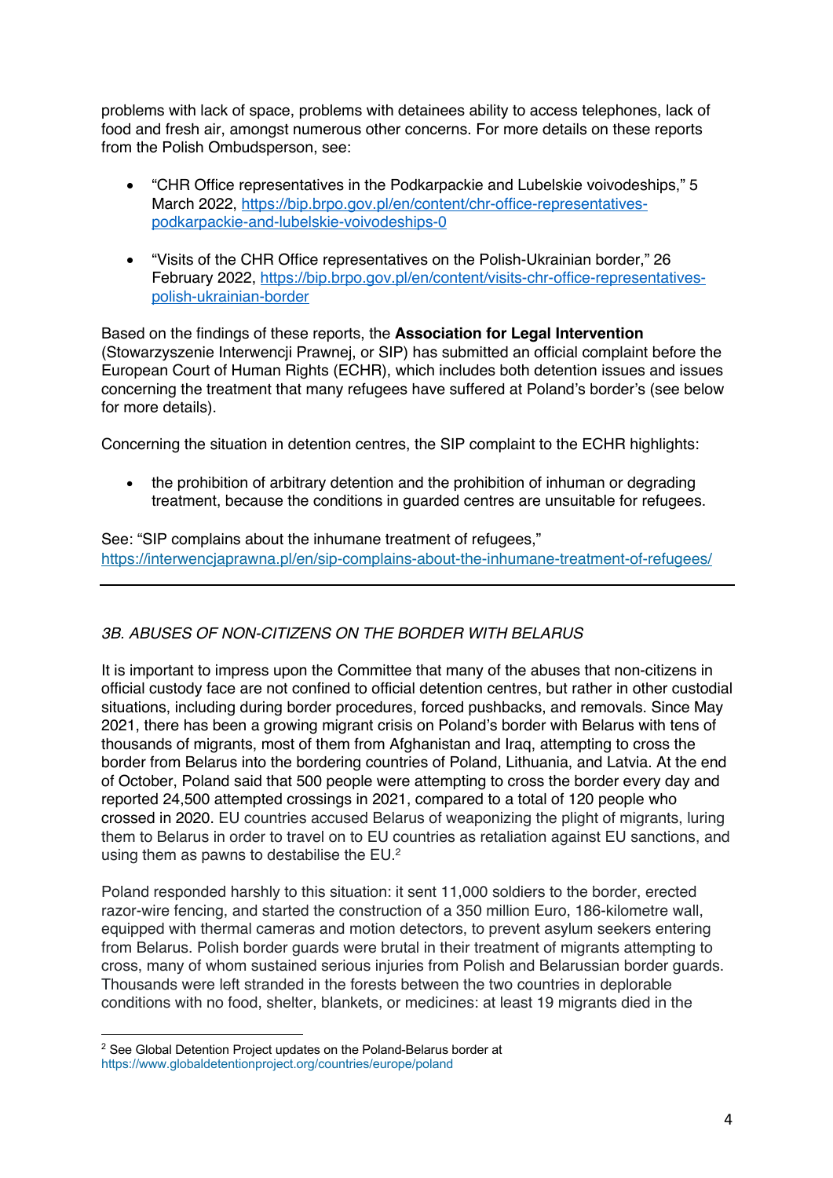problems with lack of space, problems with detainees ability to access telephones, lack of food and fresh air, amongst numerous other concerns. For more details on these reports from the Polish Ombudsperson, see:

- "CHR Office representatives in the Podkarpackie and Lubelskie voivodeships," 5 March 2022, https://bip.brpo.gov.pl/en/content/chr-office-representatives-podkarpackie-and-lubelskie-voivodeships-0

- "Visits of the CHR Office representatives on the Polish-Ukrainian border," 26 February 2022, https://bip.brpo.gov.pl/en/content/visits-chr-office-representatives-polish-ukrainian-border

Based on the findings of these reports, the **Association for Legal Intervention** (Stowarzyszenie Interwencji Prawnej, or SIP) has submitted an official complaint before the European Court of Human Rights (ECHR), which includes both detention issues and issues concerning the treatment that many refugees have suffered at Poland's border's (see below for more details).

Concerning the situation in detention centres, the SIP complaint to the ECHR highlights:

- the prohibition of arbitrary detention and the prohibition of inhuman or degrading treatment, because the conditions in guarded centres are unsuitable for refugees.

See: "SIP complains about the inhumane treatment of refugees," https://interwencjaprawna.pl/en/sip-complains-about-the-inhumane-treatment-of-refugees/

---

### *3B. ABUSES OF NON-CITIZENS ON THE BORDER WITH BELARUS*

It is important to impress upon the Committee that many of the abuses that non-citizens in official custody face are not confined to official detention centres, but rather in other custodial situations, including during border procedures, forced pushbacks, and removals. Since May 2021, there has been a growing migrant crisis on Poland's border with Belarus with tens of thousands of migrants, most of them from Afghanistan and Iraq, attempting to cross the border from Belarus into the bordering countries of Poland, Lithuania, and Latvia. At the end of October, Poland said that 500 people were attempting to cross the border every day and reported 24,500 attempted crossings in 2021, compared to a total of 120 people who crossed in 2020. EU countries accused Belarus of weaponizing the plight of migrants, luring them to Belarus in order to travel on to EU countries as retaliation against EU sanctions, and using them as pawns to destabilise the EU.[2]

Poland responded harshly to this situation: it sent 11,000 soldiers to the border, erected razor-wire fencing, and started the construction of a 350 million Euro, 186-kilometre wall, equipped with thermal cameras and motion detectors, to prevent asylum seekers entering from Belarus. Polish border guards were brutal in their treatment of migrants attempting to cross, many of whom sustained serious injuries from Polish and Belarussian border guards. Thousands were left stranded in the forests between the two countries in deplorable conditions with no food, shelter, blankets, or medicines: at least 19 migrants died in the

---

[2] See Global Detention Project updates on the Poland-Belarus border at https://www.globaldetentionproject.org/countries/europe/poland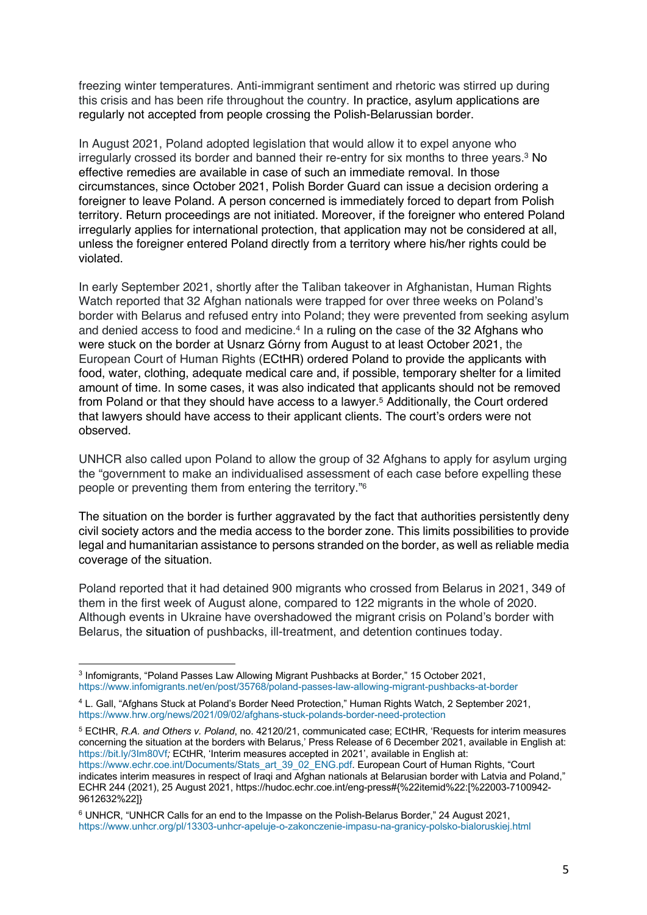freezing winter temperatures. Anti-immigrant sentiment and rhetoric was stirred up during this crisis and has been rife throughout the country. In practice, asylum applications are regularly not accepted from people crossing the Polish-Belarussian border.

In August 2021, Poland adopted legislation that would allow it to expel anyone who irregularly crossed its border and banned their re-entry for six months to three years.[3] No effective remedies are available in case of such an immediate removal. In those circumstances, since October 2021, Polish Border Guard can issue a decision ordering a foreigner to leave Poland. A person concerned is immediately forced to depart from Polish territory. Return proceedings are not initiated. Moreover, if the foreigner who entered Poland irregularly applies for international protection, that application may not be considered at all, unless the foreigner entered Poland directly from a territory where his/her rights could be violated.

In early September 2021, shortly after the Taliban takeover in Afghanistan, Human Rights Watch reported that 32 Afghan nationals were trapped for over three weeks on Poland's border with Belarus and refused entry into Poland; they were prevented from seeking asylum and denied access to food and medicine.[4] In a ruling on the case of the 32 Afghans who were stuck on the border at Usnarz Górny from August to at least October 2021, the European Court of Human Rights (ECtHR) ordered Poland to provide the applicants with food, water, clothing, adequate medical care and, if possible, temporary shelter for a limited amount of time. In some cases, it was also indicated that applicants should not be removed from Poland or that they should have access to a lawyer.[5] Additionally, the Court ordered that lawyers should have access to their applicant clients. The court's orders were not observed.

UNHCR also called upon Poland to allow the group of 32 Afghans to apply for asylum urging the "government to make an individualised assessment of each case before expelling these people or preventing them from entering the territory."[6]

The situation on the border is further aggravated by the fact that authorities persistently deny civil society actors and the media access to the border zone. This limits possibilities to provide legal and humanitarian assistance to persons stranded on the border, as well as reliable media coverage of the situation.

Poland reported that it had detained 900 migrants who crossed from Belarus in 2021, 349 of them in the first week of August alone, compared to 122 migrants in the whole of 2020. Although events in Ukraine have overshadowed the migrant crisis on Poland's border with Belarus, the situation of pushbacks, ill-treatment, and detention continues today.

---

[3] Infomigrants, "Poland Passes Law Allowing Migrant Pushbacks at Border," 15 October 2021, https://www.infomigrants.net/en/post/35768/poland-passes-law-allowing-migrant-pushbacks-at-border

[4] L. Gall, "Afghans Stuck at Poland's Border Need Protection," Human Rights Watch, 2 September 2021, https://www.hrw.org/news/2021/09/02/afghans-stuck-polands-border-need-protection

[5] ECtHR, *R.A. and Others v. Poland*, no. 42120/21, communicated case; ECtHR, 'Requests for interim measures concerning the situation at the borders with Belarus,' Press Release of 6 December 2021, available in English at: https://bit.ly/3Im80Vf; ECtHR, 'Interim measures accepted in 2021', available in English at: https://www.echr.coe.int/Documents/Stats_art_39_02_ENG.pdf. European Court of Human Rights, "Court indicates interim measures in respect of Iraqi and Afghan nationals at Belarusian border with Latvia and Poland," ECHR 244 (2021), 25 August 2021, https://hudoc.echr.coe.int/eng-press#{%22itemid%22:[%22003-7100942-9612632%22]}

[6] UNHCR, "UNHCR Calls for an end to the Impasse on the Polish-Belarus Border," 24 August 2021, https://www.unhcr.org/pl/13303-unhcr-apeluje-o-zakonczenie-impasu-na-granicy-polsko-bialoruskiej.html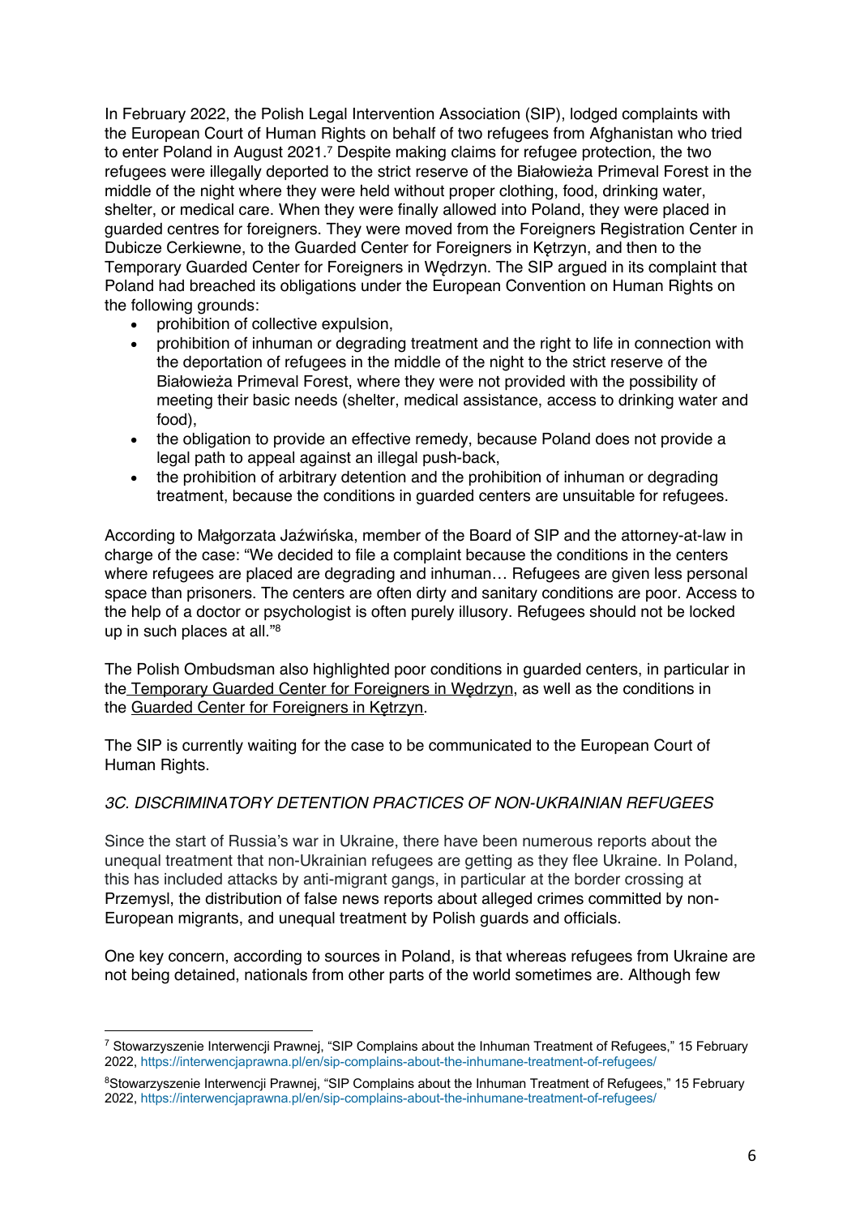In February 2022, the Polish Legal Intervention Association (SIP), lodged complaints with the European Court of Human Rights on behalf of two refugees from Afghanistan who tried to enter Poland in August 2021.[7] Despite making claims for refugee protection, the two refugees were illegally deported to the strict reserve of the Białowieża Primeval Forest in the middle of the night where they were held without proper clothing, food, drinking water, shelter, or medical care. When they were finally allowed into Poland, they were placed in guarded centres for foreigners. They were moved from the Foreigners Registration Center in Dubicze Cerkiewne, to the Guarded Center for Foreigners in Kętrzyn, and then to the Temporary Guarded Center for Foreigners in Wędrzyn. The SIP argued in its complaint that Poland had breached its obligations under the European Convention on Human Rights on the following grounds:

- prohibition of collective expulsion,
- prohibition of inhuman or degrading treatment and the right to life in connection with the deportation of refugees in the middle of the night to the strict reserve of the Białowieża Primeval Forest, where they were not provided with the possibility of meeting their basic needs (shelter, medical assistance, access to drinking water and food),
- the obligation to provide an effective remedy, because Poland does not provide a legal path to appeal against an illegal push-back,
- the prohibition of arbitrary detention and the prohibition of inhuman or degrading treatment, because the conditions in guarded centers are unsuitable for refugees.

According to Małgorzata Jaźwińska, member of the Board of SIP and the attorney-at-law in charge of the case: "We decided to file a complaint because the conditions in the centers where refugees are placed are degrading and inhuman… Refugees are given less personal space than prisoners. The centers are often dirty and sanitary conditions are poor. Access to the help of a doctor or psychologist is often purely illusory. Refugees should not be locked up in such places at all."[8]

The Polish Ombudsman also highlighted poor conditions in guarded centers, in particular in the Temporary Guarded Center for Foreigners in Wędrzyn, as well as the conditions in the Guarded Center for Foreigners in Kętrzyn.

The SIP is currently waiting for the case to be communicated to the European Court of Human Rights.

### *3C. DISCRIMINATORY DETENTION PRACTICES OF NON-UKRAINIAN REFUGEES*

Since the start of Russia's war in Ukraine, there have been numerous reports about the unequal treatment that non-Ukrainian refugees are getting as they flee Ukraine. In Poland, this has included attacks by anti-migrant gangs, in particular at the border crossing at Przemysl, the distribution of false news reports about alleged crimes committed by non-European migrants, and unequal treatment by Polish guards and officials.

One key concern, according to sources in Poland, is that whereas refugees from Ukraine are not being detained, nationals from other parts of the world sometimes are. Although few

---

[7] Stowarzyszenie Interwencji Prawnej, "SIP Complains about the Inhuman Treatment of Refugees," 15 February 2022, https://interwencjaprawna.pl/en/sip-complains-about-the-inhumane-treatment-of-refugees/

[8] Stowarzyszenie Interwencji Prawnej, "SIP Complains about the Inhuman Treatment of Refugees," 15 February 2022, https://interwencjaprawna.pl/en/sip-complains-about-the-inhumane-treatment-of-refugees/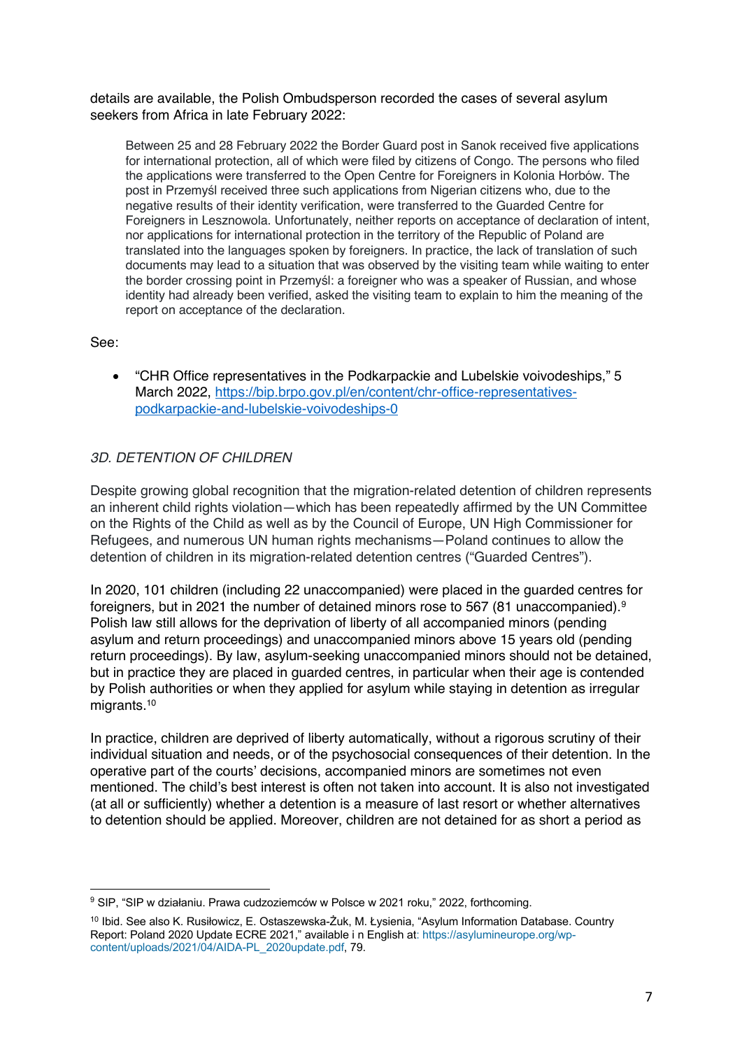details are available, the Polish Ombudsperson recorded the cases of several asylum seekers from Africa in late February 2022:

> Between 25 and 28 February 2022 the Border Guard post in Sanok received five applications for international protection, all of which were filed by citizens of Congo. The persons who filed the applications were transferred to the Open Centre for Foreigners in Kolonia Horbów. The post in Przemyśl received three such applications from Nigerian citizens who, due to the negative results of their identity verification, were transferred to the Guarded Centre for Foreigners in Lesznowola. Unfortunately, neither reports on acceptance of declaration of intent, nor applications for international protection in the territory of the Republic of Poland are translated into the languages spoken by foreigners. In practice, the lack of translation of such documents may lead to a situation that was observed by the visiting team while waiting to enter the border crossing point in Przemyśl: a foreigner who was a speaker of Russian, and whose identity had already been verified, asked the visiting team to explain to him the meaning of the report on acceptance of the declaration.

See:

- "CHR Office representatives in the Podkarpackie and Lubelskie voivodeships," 5 March 2022, https://bip.brpo.gov.pl/en/content/chr-office-representatives-podkarpackie-and-lubelskie-voivodeships-0

### *3D. DETENTION OF CHILDREN*

Despite growing global recognition that the migration-related detention of children represents an inherent child rights violation—which has been repeatedly affirmed by the UN Committee on the Rights of the Child as well as by the Council of Europe, UN High Commissioner for Refugees, and numerous UN human rights mechanisms—Poland continues to allow the detention of children in its migration-related detention centres ("Guarded Centres").

In 2020, 101 children (including 22 unaccompanied) were placed in the guarded centres for foreigners, but in 2021 the number of detained minors rose to 567 (81 unaccompanied).[9] Polish law still allows for the deprivation of liberty of all accompanied minors (pending asylum and return proceedings) and unaccompanied minors above 15 years old (pending return proceedings). By law, asylum-seeking unaccompanied minors should not be detained, but in practice they are placed in guarded centres, in particular when their age is contended by Polish authorities or when they applied for asylum while staying in detention as irregular migrants.[10]

In practice, children are deprived of liberty automatically, without a rigorous scrutiny of their individual situation and needs, or of the psychosocial consequences of their detention. In the operative part of the courts' decisions, accompanied minors are sometimes not even mentioned. The child's best interest is often not taken into account. It is also not investigated (at all or sufficiently) whether a detention is a measure of last resort or whether alternatives to detention should be applied. Moreover, children are not detained for as short a period as

[9] SIP, "SIP w działaniu. Prawa cudzoziemców w Polsce w 2021 roku," 2022, forthcoming.

[10] Ibid. See also K. Rusiłowicz, E. Ostaszewska-Żuk, M. Łysienia, "Asylum Information Database. Country Report: Poland 2020 Update ECRE 2021," available i n English at: https://asylumineurope.org/wp-content/uploads/2021/04/AIDA-PL_2020update.pdf, 79.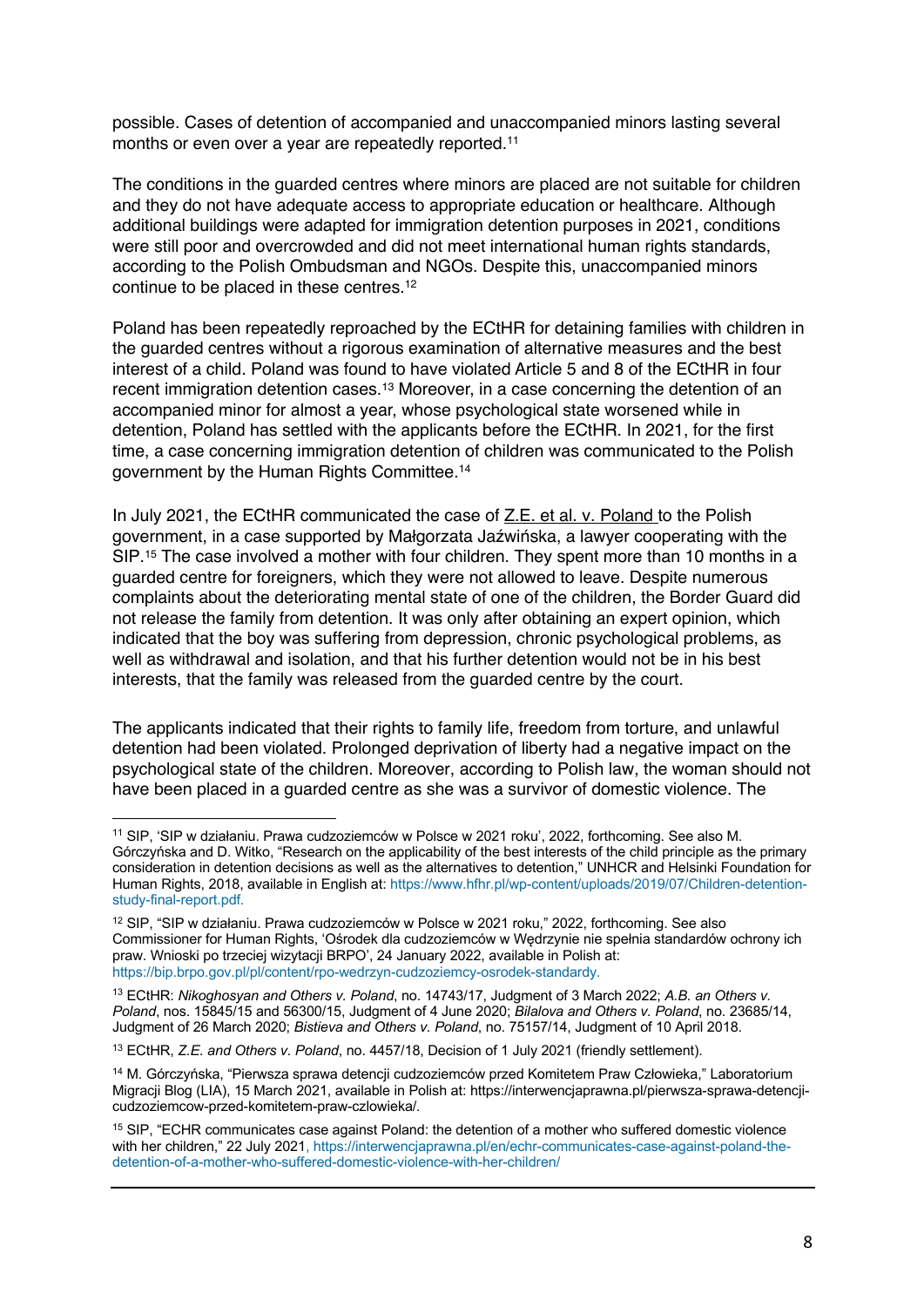possible. Cases of detention of accompanied and unaccompanied minors lasting several months or even over a year are repeatedly reported.[11]

The conditions in the guarded centres where minors are placed are not suitable for children and they do not have adequate access to appropriate education or healthcare. Although additional buildings were adapted for immigration detention purposes in 2021, conditions were still poor and overcrowded and did not meet international human rights standards, according to the Polish Ombudsman and NGOs. Despite this, unaccompanied minors continue to be placed in these centres.[12]

Poland has been repeatedly reproached by the ECtHR for detaining families with children in the guarded centres without a rigorous examination of alternative measures and the best interest of a child. Poland was found to have violated Article 5 and 8 of the ECtHR in four recent immigration detention cases.[13] Moreover, in a case concerning the detention of an accompanied minor for almost a year, whose psychological state worsened while in detention, Poland has settled with the applicants before the ECtHR. In 2021, for the first time, a case concerning immigration detention of children was communicated to the Polish government by the Human Rights Committee.[14]

In July 2021, the ECtHR communicated the case of Z.E. et al. v. Poland to the Polish government, in a case supported by Małgorzata Jaźwińska, a lawyer cooperating with the SIP.[15] The case involved a mother with four children. They spent more than 10 months in a guarded centre for foreigners, which they were not allowed to leave. Despite numerous complaints about the deteriorating mental state of one of the children, the Border Guard did not release the family from detention. It was only after obtaining an expert opinion, which indicated that the boy was suffering from depression, chronic psychological problems, as well as withdrawal and isolation, and that his further detention would not be in his best interests, that the family was released from the guarded centre by the court.

The applicants indicated that their rights to family life, freedom from torture, and unlawful detention had been violated. Prolonged deprivation of liberty had a negative impact on the psychological state of the children. Moreover, according to Polish law, the woman should not have been placed in a guarded centre as she was a survivor of domestic violence. The

---

[11] SIP, 'SIP w działaniu. Prawa cudzoziemców w Polsce w 2021 roku', 2022, forthcoming. See also M. Górczyńska and D. Witko, "Research on the applicability of the best interests of the child principle as the primary consideration in detention decisions as well as the alternatives to detention," UNHCR and Helsinki Foundation for Human Rights, 2018, available in English at: https://www.hfhr.pl/wp-content/uploads/2019/07/Children-detention-study-final-report.pdf.

[12] SIP, "SIP w działaniu. Prawa cudzoziemców w Polsce w 2021 roku," 2022, forthcoming. See also Commissioner for Human Rights, 'Ośrodek dla cudzoziemców w Wędrzynie nie spełnia standardów ochrony ich praw. Wnioski po trzeciej wizytacji BRPO', 24 January 2022, available in Polish at: https://bip.brpo.gov.pl/pl/content/rpo-wedrzyn-cudzoziemcy-osrodek-standardy.

[13] ECtHR: *Nikoghosyan and Others v. Poland*, no. 14743/17, Judgment of 3 March 2022; *A.B. an Others v. Poland*, nos. 15845/15 and 56300/15, Judgment of 4 June 2020; *Bilalova and Others v. Poland*, no. 23685/14, Judgment of 26 March 2020; *Bistieva and Others v. Poland*, no. 75157/14, Judgment of 10 April 2018.

[13] ECtHR, *Z.E. and Others v. Poland*, no. 4457/18, Decision of 1 July 2021 (friendly settlement).

[14] M. Górczyńska, "Pierwsza sprawa detencji cudzoziemców przed Komitetem Praw Człowieka," Laboratorium Migracji Blog (LIA), 15 March 2021, available in Polish at: https://interwencjaprawna.pl/pierwsza-sprawa-detencji-cudzoziemcow-przed-komitetem-praw-czlowieka/.

[15] SIP, "ECHR communicates case against Poland: the detention of a mother who suffered domestic violence with her children," 22 July 2021, https://interwencjaprawna.pl/en/echr-communicates-case-against-poland-the-detention-of-a-mother-who-suffered-domestic-violence-with-her-children/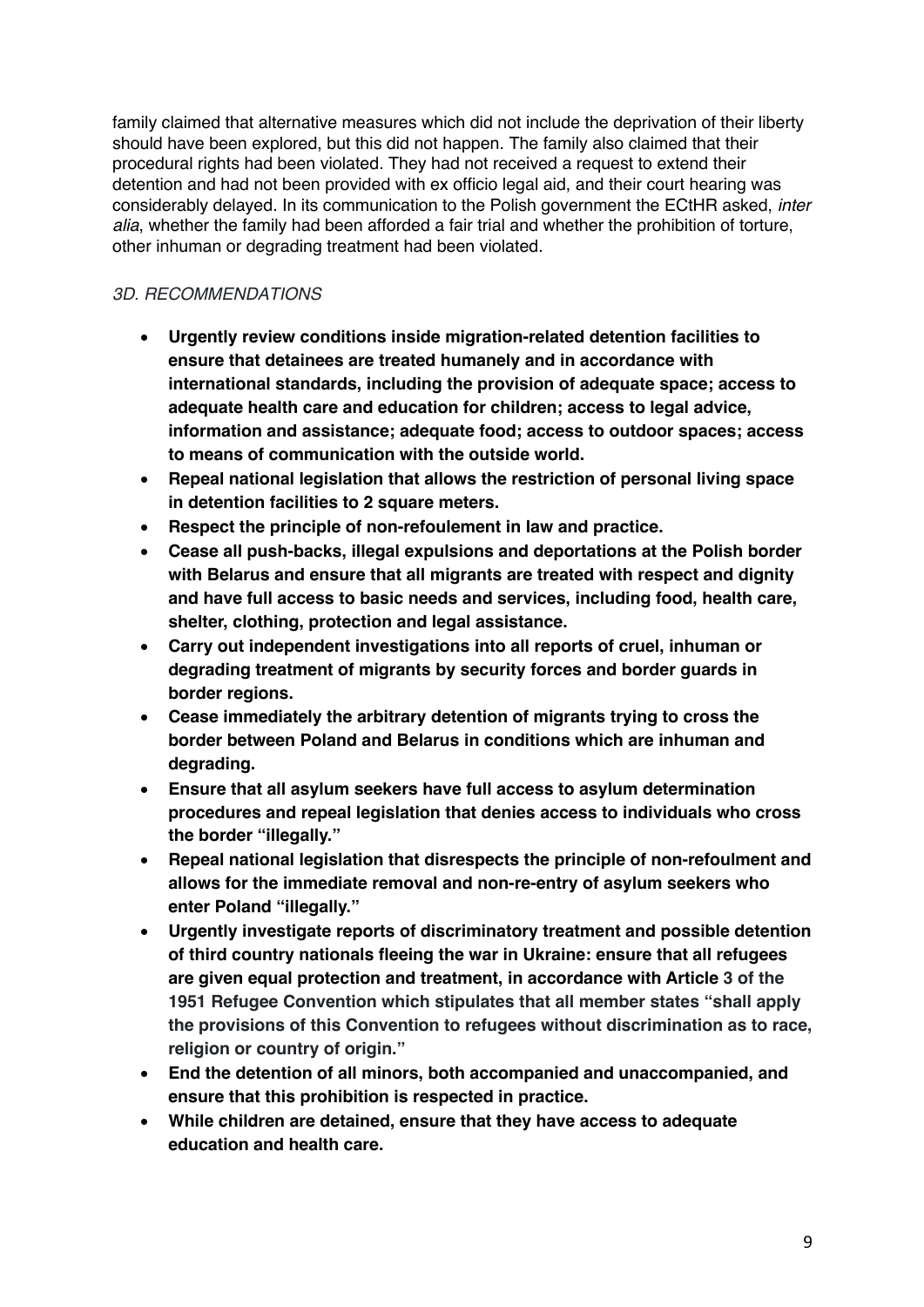family claimed that alternative measures which did not include the deprivation of their liberty should have been explored, but this did not happen. The family also claimed that their procedural rights had been violated. They had not received a request to extend their detention and had not been provided with ex officio legal aid, and their court hearing was considerably delayed. In its communication to the Polish government the ECtHR asked, *inter alia*, whether the family had been afforded a fair trial and whether the prohibition of torture, other inhuman or degrading treatment had been violated.

### *3D. RECOMMENDATIONS*

- **Urgently review conditions inside migration-related detention facilities to ensure that detainees are treated humanely and in accordance with international standards, including the provision of adequate space; access to adequate health care and education for children; access to legal advice, information and assistance; adequate food; access to outdoor spaces; access to means of communication with the outside world.**
- **Repeal national legislation that allows the restriction of personal living space in detention facilities to 2 square meters.**
- **Respect the principle of non-refoulement in law and practice.**
- **Cease all push-backs, illegal expulsions and deportations at the Polish border with Belarus and ensure that all migrants are treated with respect and dignity and have full access to basic needs and services, including food, health care, shelter, clothing, protection and legal assistance.**
- **Carry out independent investigations into all reports of cruel, inhuman or degrading treatment of migrants by security forces and border guards in border regions.**
- **Cease immediately the arbitrary detention of migrants trying to cross the border between Poland and Belarus in conditions which are inhuman and degrading.**
- **Ensure that all asylum seekers have full access to asylum determination procedures and repeal legislation that denies access to individuals who cross the border "illegally."**
- **Repeal national legislation that disrespects the principle of non-refoulment and allows for the immediate removal and non-re-entry of asylum seekers who enter Poland "illegally."**
- **Urgently investigate reports of discriminatory treatment and possible detention of third country nationals fleeing the war in Ukraine: ensure that all refugees are given equal protection and treatment, in accordance with Article 3 of the 1951 Refugee Convention which stipulates that all member states "shall apply the provisions of this Convention to refugees without discrimination as to race, religion or country of origin."**
- **End the detention of all minors, both accompanied and unaccompanied, and ensure that this prohibition is respected in practice.**
- **While children are detained, ensure that they have access to adequate education and health care.**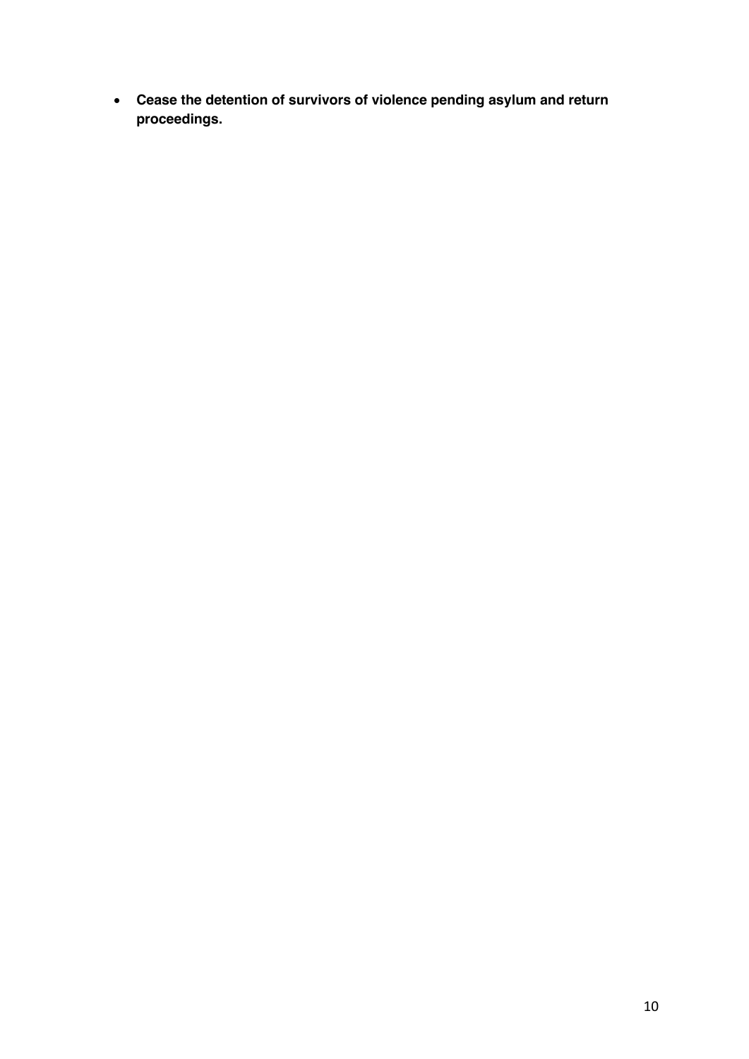- **Cease the detention of survivors of violence pending asylum and return proceedings.**